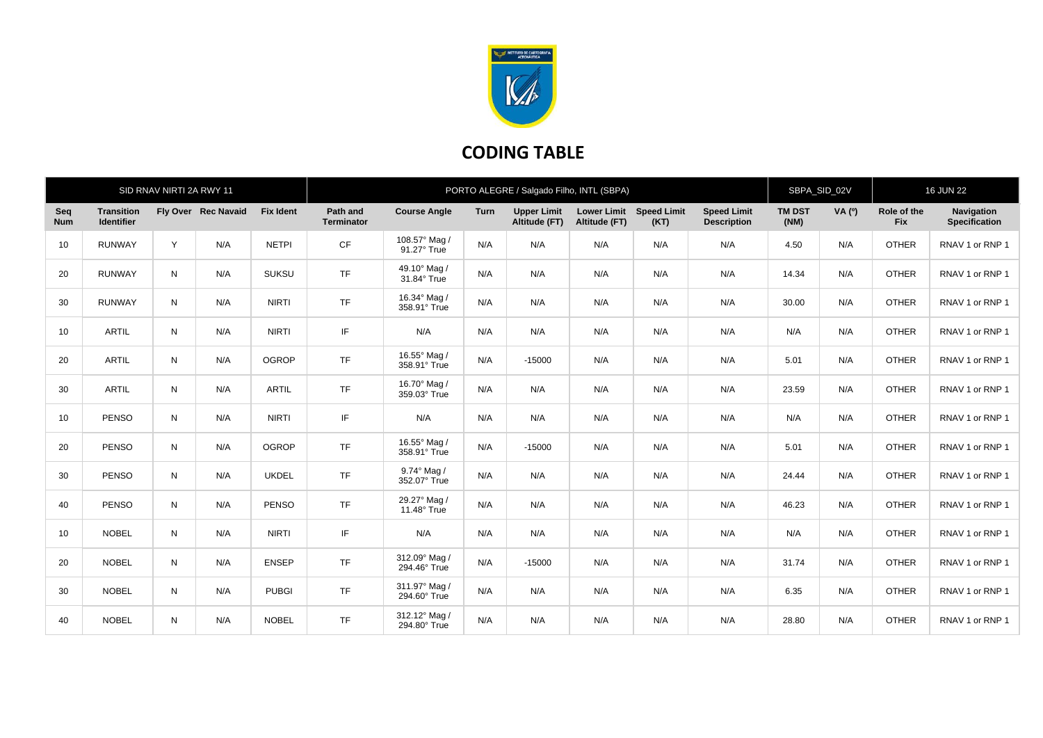# CODING TABLE

| SID RNAV NIRTI 2A RWY 11 | | | | | PORTO ALEGRE / Salgado Filho, INTL (SBPA) | | | | | | | SBPA_SID_02V | | 16 JUN 22 | |
|---|---|---|---|---|---|---|---|---|---|---|---|---|---|---|---|
| Seq Num | Transition Identifier | Fly Over | Rec Navaid | Fix Ident | Path and Terminator | Course Angle | Turn | Upper Limit Altitude (FT) | Lower Limit Altitude (FT) | Speed Limit (KT) | Speed Limit Description | TM DST (NM) | VA (º) | Role of the Fix | Navigation Specification |
| 10 | RUNWAY | Y | N/A | NETPI | CF | 108.57° Mag / 91.27° True | N/A | N/A | N/A | N/A | N/A | 4.50 | N/A | OTHER | RNAV 1 or RNP 1 |
| 20 | RUNWAY | N | N/A | SUKSU | TF | 49.10° Mag / 31.84° True | N/A | N/A | N/A | N/A | N/A | 14.34 | N/A | OTHER | RNAV 1 or RNP 1 |
| 30 | RUNWAY | N | N/A | NIRTI | TF | 16.34° Mag / 358.91° True | N/A | N/A | N/A | N/A | N/A | 30.00 | N/A | OTHER | RNAV 1 or RNP 1 |
| 10 | ARTIL | N | N/A | NIRTI | IF | N/A | N/A | N/A | N/A | N/A | N/A | N/A | N/A | OTHER | RNAV 1 or RNP 1 |
| 20 | ARTIL | N | N/A | OGROP | TF | 16.55° Mag / 358.91° True | N/A | -15000 | N/A | N/A | N/A | 5.01 | N/A | OTHER | RNAV 1 or RNP 1 |
| 30 | ARTIL | N | N/A | ARTIL | TF | 16.70° Mag / 359.03° True | N/A | N/A | N/A | N/A | N/A | 23.59 | N/A | OTHER | RNAV 1 or RNP 1 |
| 10 | PENSO | N | N/A | NIRTI | IF | N/A | N/A | N/A | N/A | N/A | N/A | N/A | N/A | OTHER | RNAV 1 or RNP 1 |
| 20 | PENSO | N | N/A | OGROP | TF | 16.55° Mag / 358.91° True | N/A | -15000 | N/A | N/A | N/A | 5.01 | N/A | OTHER | RNAV 1 or RNP 1 |
| 30 | PENSO | N | N/A | UKDEL | TF | 9.74° Mag / 352.07° True | N/A | N/A | N/A | N/A | N/A | 24.44 | N/A | OTHER | RNAV 1 or RNP 1 |
| 40 | PENSO | N | N/A | PENSO | TF | 29.27° Mag / 11.48° True | N/A | N/A | N/A | N/A | N/A | 46.23 | N/A | OTHER | RNAV 1 or RNP 1 |
| 10 | NOBEL | N | N/A | NIRTI | IF | N/A | N/A | N/A | N/A | N/A | N/A | N/A | N/A | OTHER | RNAV 1 or RNP 1 |
| 20 | NOBEL | N | N/A | ENSEP | TF | 312.09° Mag / 294.46° True | N/A | -15000 | N/A | N/A | N/A | 31.74 | N/A | OTHER | RNAV 1 or RNP 1 |
| 30 | NOBEL | N | N/A | PUBGI | TF | 311.97° Mag / 294.60° True | N/A | N/A | N/A | N/A | N/A | 6.35 | N/A | OTHER | RNAV 1 or RNP 1 |
| 40 | NOBEL | N | N/A | NOBEL | TF | 312.12° Mag / 294.80° True | N/A | N/A | N/A | N/A | N/A | 28.80 | N/A | OTHER | RNAV 1 or RNP 1 |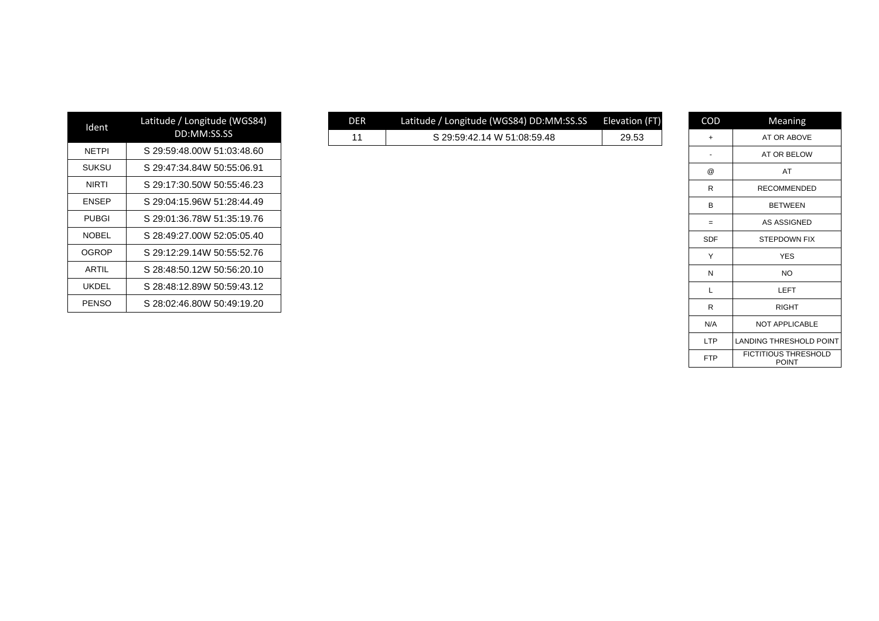| Ident | Latitude / Longitude (WGS84) DD:MM:SS.SS |
|---|---|
| NETPI | S 29:59:48.00W 51:03:48.60 |
| SUKSU | S 29:47:34.84W 50:55:06.91 |
| NIRTI | S 29:17:30.50W 50:55:46.23 |
| ENSEP | S 29:04:15.96W 51:28:44.49 |
| PUBGI | S 29:01:36.78W 51:35:19.76 |
| NOBEL | S 28:49:27.00W 52:05:05.40 |
| OGROP | S 29:12:29.14W 50:55:52.76 |
| ARTIL | S 28:48:50.12W 50:56:20.10 |
| UKDEL | S 28:48:12.89W 50:59:43.12 |
| PENSO | S 28:02:46.80W 50:49:19.20 |

| DER | Latitude / Longitude (WGS84) DD:MM:SS.SS | Elevation (FT) |
|---|---|---|
| 11 | S 29:59:42.14 W 51:08:59.48 | 29.53 |

| COD | Meaning |
|---|---|
| + | AT OR ABOVE |
| - | AT OR BELOW |
| @ | AT |
| R | RECOMMENDED |
| B | BETWEEN |
| = | AS ASSIGNED |
| SDF | STEPDOWN FIX |
| Y | YES |
| N | NO |
| L | LEFT |
| R | RIGHT |
| N/A | NOT APPLICABLE |
| LTP | LANDING THRESHOLD POINT |
| FTP | FICTITIOUS THRESHOLD POINT |